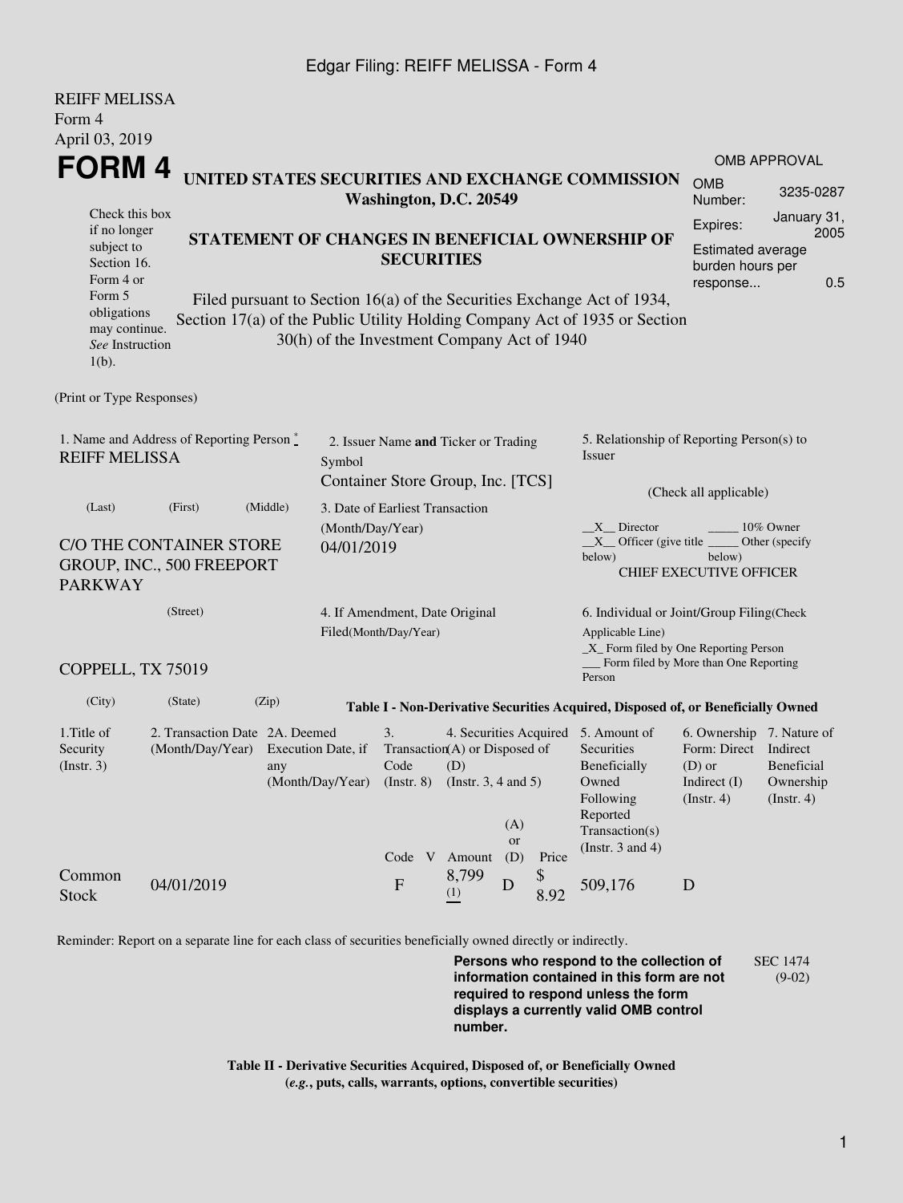REIFF MELISSA
Form 4
April 03, 2019

# FORM 4

**UNITED STATES SECURITIES AND EXCHANGE COMMISSION**
**Washington, D.C. 20549**

**STATEMENT OF CHANGES IN BENEFICIAL OWNERSHIP OF SECURITIES**

Filed pursuant to Section 16(a) of the Securities Exchange Act of 1934, Section 17(a) of the Public Utility Holding Company Act of 1935 or Section 30(h) of the Investment Company Act of 1940

Check this box if no longer subject to Section 16. Form 4 or Form 5 obligations may continue. *See* Instruction 1(b).

| OMB APPROVAL | |
|---|---|
| OMB Number: | 3235-0287 |
| Expires: | January 31, 2005 |
| Estimated average burden hours per response... | 0.5 |

(Print or Type Responses)

1. Name and Address of Reporting Person *
REIFF MELISSA

(Last) (First) (Middle)

C/O THE CONTAINER STORE GROUP, INC., 500 FREEPORT PARKWAY

(Street)

COPPELL, TX 75019

(City) (State) (Zip)

2. Issuer Name **and** Ticker or Trading Symbol
Container Store Group, Inc. [TCS]

3. Date of Earliest Transaction (Month/Day/Year)
04/01/2019

4. If Amendment, Date Original Filed(Month/Day/Year)

5. Relationship of Reporting Person(s) to Issuer

(Check all applicable)

\_\_X\_\_ Director \_\_\_\_\_ 10% Owner
\_\_X\_\_ Officer (give title below) \_\_\_\_\_ Other (specify below)
CHIEF EXECUTIVE OFFICER

6. Individual or Joint/Group Filing(Check Applicable Line)
\_X\_ Form filed by One Reporting Person
\_\_\_ Form filed by More than One Reporting Person

**Table I - Non-Derivative Securities Acquired, Disposed of, or Beneficially Owned**

| 1.Title of Security (Instr. 3) | 2. Transaction Date (Month/Day/Year) | 2A. Deemed Execution Date, if any (Month/Day/Year) | 3. Transaction Code (Instr. 8) | | 4. Securities Acquired (A) or Disposed of (D) (Instr. 3, 4 and 5) | | | 5. Amount of Securities Beneficially Owned Following Reported Transaction(s) (Instr. 3 and 4) | 6. Ownership Form: Direct (D) or Indirect (I) (Instr. 4) | 7. Nature of Indirect Beneficial Ownership (Instr. 4) |
|---|---|---|---|---|---|---|---|---|---|---|
| | | | Code | V | Amount | (A) or (D) | Price | | | |
| Common Stock | 04/01/2019 | | F | | 8,799 (1) | D | $ 8.92 | 509,176 | D | |

Reminder: Report on a separate line for each class of securities beneficially owned directly or indirectly.

**Persons who respond to the collection of information contained in this form are not required to respond unless the form displays a currently valid OMB control number.**

SEC 1474 (9-02)

**Table II - Derivative Securities Acquired, Disposed of, or Beneficially Owned**
**(*e.g.*, puts, calls, warrants, options, convertible securities)**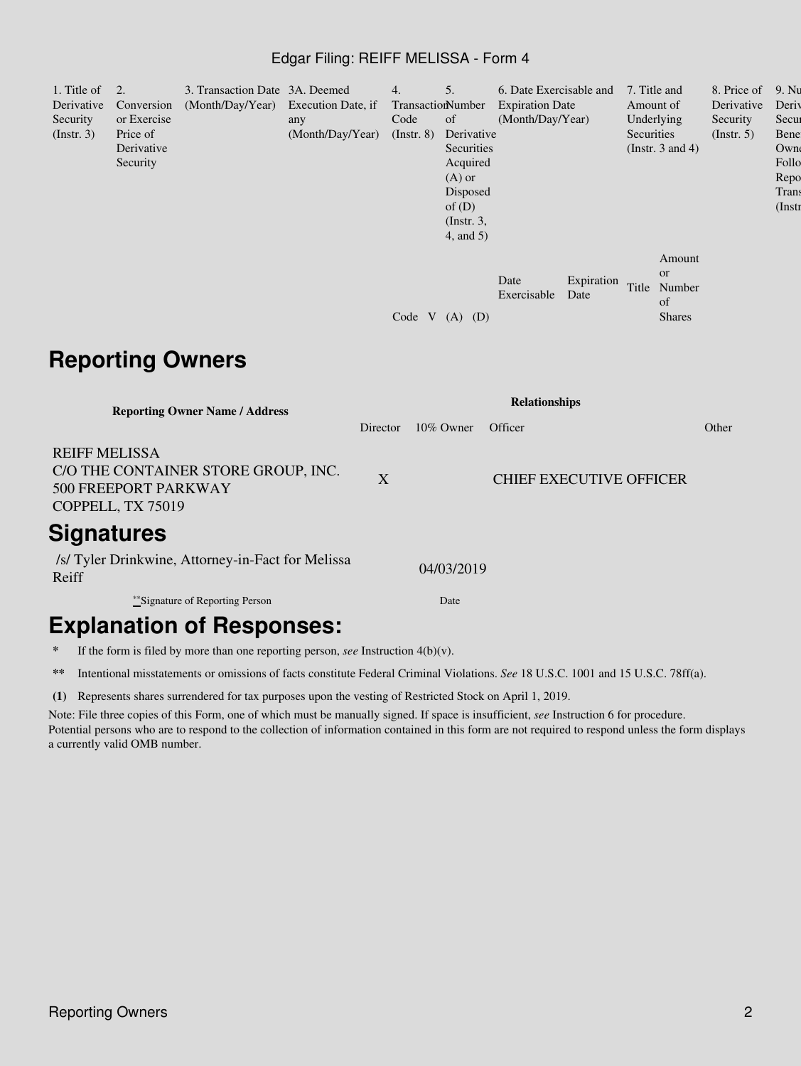| 1. Title of Derivative Security (Instr. 3) | 2. Conversion or Exercise Price of Derivative Security | 3. Transaction Date (Month/Day/Year) | 3A. Deemed Execution Date, if any (Month/Day/Year) | 4. Transaction Code (Instr. 8) | | 5. Number of Derivative Securities Acquired (A) or Disposed of (D) (Instr. 3, 4, and 5) | | 6. Date Exercisable and Expiration Date (Month/Day/Year) | | 7. Title and Amount of Underlying Securities (Instr. 3 and 4) | | 8. Price of Derivative Security (Instr. 5) | 9. Nu Deriv Secur Bene Own Follo Repo Trans (Instr |
|---|---|---|---|---|---|---|---|---|---|---|---|---|---|
| | | | | Code | V | (A) | (D) | Date Exercisable | Expiration Date | Title | Amount or Number of Shares | | |

# Reporting Owners

| Reporting Owner Name / Address | Relationships | | | |
|---|---|---|---|---|
| | Director | 10% Owner | Officer | Other |
| REIFF MELISSA<br>C/O THE CONTAINER STORE GROUP, INC.<br>500 FREEPORT PARKWAY<br>COPPELL, TX 75019 | X | | CHIEF EXECUTIVE OFFICER | |

# Signatures

| /s/ Tyler Drinkwine, Attorney-in-Fact for Melissa Reiff | 04/03/2019 |
|---|---|
| **Signature of Reporting Person | Date |

# Explanation of Responses:

\* If the form is filed by more than one reporting person, *see* Instruction 4(b)(v).

** Intentional misstatements or omissions of facts constitute Federal Criminal Violations. *See* 18 U.S.C. 1001 and 15 U.S.C. 78ff(a).

**(1)** Represents shares surrendered for tax purposes upon the vesting of Restricted Stock on April 1, 2019.

Note: File three copies of this Form, one of which must be manually signed. If space is insufficient, *see* Instruction 6 for procedure.

Potential persons who are to respond to the collection of information contained in this form are not required to respond unless the form displays a currently valid OMB number.